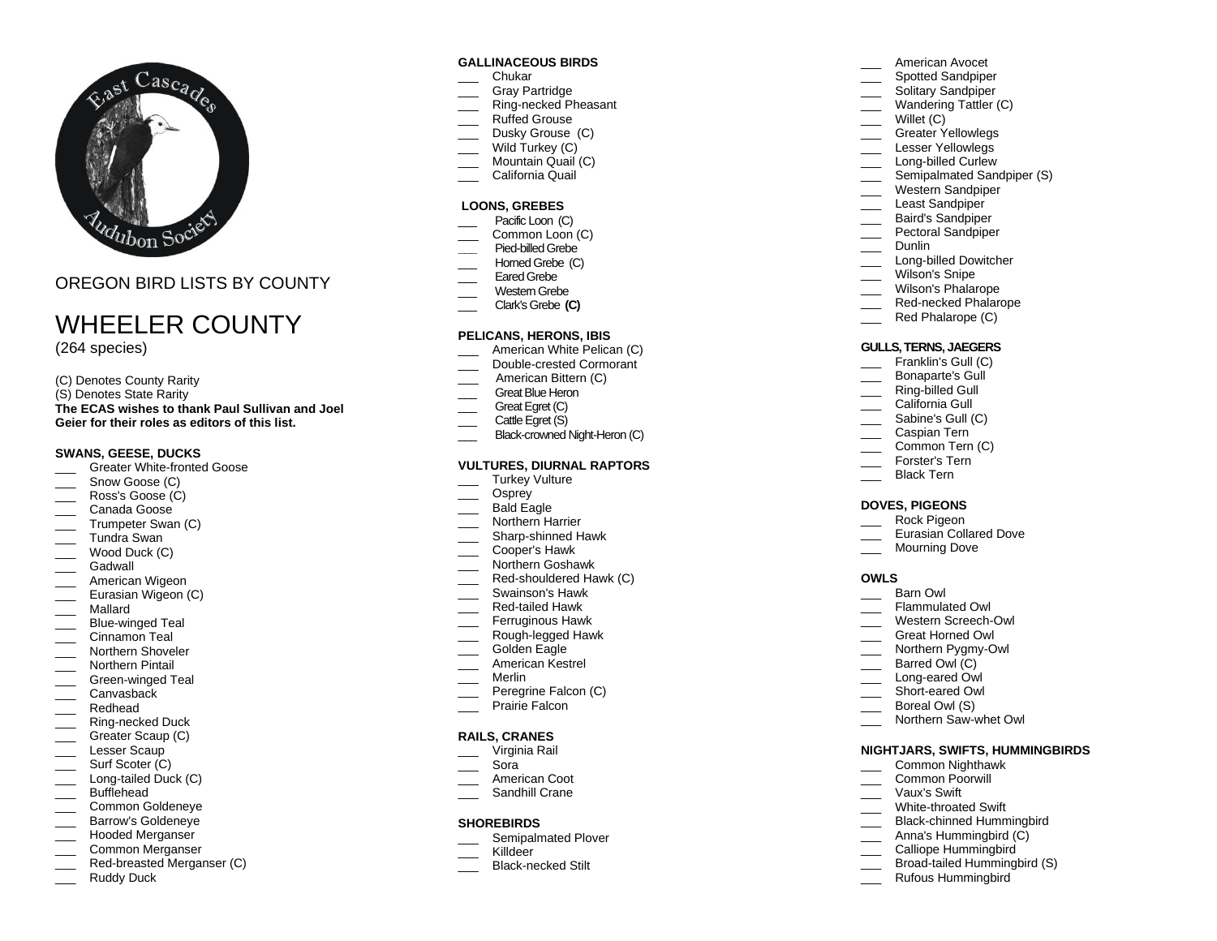OREGON BIRD LISTS BY COUNTY

# WHEELER COUNTY

(264 species)

(C) Denotes County Rarity
(S) Denotes State Rarity
**The ECAS wishes to thank Paul Sullivan and Joel Geier for their roles as editors of this list.**

**SWANS, GEESE, DUCKS**
- ___ Greater White-fronted Goose
- ___ Snow Goose (C)
- ___ Ross's Goose (C)
- ___ Canada Goose
- ___ Trumpeter Swan (C)
- ___ Tundra Swan
- ___ Wood Duck (C)
- ___ Gadwall
- ___ American Wigeon
- ___ Eurasian Wigeon (C)
- ___ Mallard
- ___ Blue-winged Teal
- ___ Cinnamon Teal
- ___ Northern Shoveler
- ___ Northern Pintail
- ___ Green-winged Teal
- ___ Canvasback
- ___ Redhead
- ___ Ring-necked Duck
- ___ Greater Scaup (C)
- ___ Lesser Scaup
- ___ Surf Scoter (C)
- ___ Long-tailed Duck (C)
- ___ Bufflehead
- ___ Common Goldeneye
- ___ Barrow's Goldeneye
- ___ Hooded Merganser
- ___ Common Merganser
- ___ Red-breasted Merganser (C)
- ___ Ruddy Duck

**GALLINACEOUS BIRDS**
- ___ Chukar
- ___ Gray Partridge
- ___ Ring-necked Pheasant
- ___ Ruffed Grouse
- ___ Dusky Grouse (C)
- ___ Wild Turkey (C)
- ___ Mountain Quail (C)
- ___ California Quail

**LOONS, GREBES**
- ___ Pacific Loon (C)
- ___ Common Loon (C)
- ___ Pied-billed Grebe
- ___ Horned Grebe (C)
- ___ Eared Grebe
- ___ Western Grebe
- ___ Clark's Grebe **(C)**

**PELICANS, HERONS, IBIS**
- ___ American White Pelican (C)
- ___ Double-crested Cormorant
- ___ American Bittern (C)
- ___ Great Blue Heron
- ___ Great Egret (C)
- ___ Cattle Egret (S)
- ___ Black-crowned Night-Heron (C)

**VULTURES, DIURNAL RAPTORS**
- ___ Turkey Vulture
- ___ Osprey
- ___ Bald Eagle
- ___ Northern Harrier
- ___ Sharp-shinned Hawk
- ___ Cooper's Hawk
- ___ Northern Goshawk
- ___ Red-shouldered Hawk (C)
- ___ Swainson's Hawk
- ___ Red-tailed Hawk
- ___ Ferruginous Hawk
- ___ Rough-legged Hawk
- ___ Golden Eagle
- ___ American Kestrel
- ___ Merlin
- ___ Peregrine Falcon (C)
- ___ Prairie Falcon

**RAILS, CRANES**
- ___ Virginia Rail
- ___ Sora
- ___ American Coot
- ___ Sandhill Crane

**SHOREBIRDS**
- ___ Semipalmated Plover
- ___ Killdeer
- ___ Black-necked Stilt
- ___ American Avocet
- ___ Spotted Sandpiper
- ___ Solitary Sandpiper
- ___ Wandering Tattler (C)
- ___ Willet (C)
- ___ Greater Yellowlegs
- ___ Lesser Yellowlegs
- ___ Long-billed Curlew
- ___ Semipalmated Sandpiper (S)
- ___ Western Sandpiper
- ___ Least Sandpiper
- ___ Baird's Sandpiper
- ___ Pectoral Sandpiper
- ___ Dunlin
- ___ Long-billed Dowitcher
- ___ Wilson's Snipe
- ___ Wilson's Phalarope
- ___ Red-necked Phalarope
- ___ Red Phalarope (C)

**GULLS, TERNS, JAEGERS**
- ___ Franklin's Gull (C)
- ___ Bonaparte's Gull
- ___ Ring-billed Gull
- ___ California Gull
- ___ Sabine's Gull (C)
- ___ Caspian Tern
- ___ Common Tern (C)
- ___ Forster's Tern
- ___ Black Tern

**DOVES, PIGEONS**
- ___ Rock Pigeon
- ___ Eurasian Collared Dove
- ___ Mourning Dove

**OWLS**
- ___ Barn Owl
- ___ Flammulated Owl
- ___ Western Screech-Owl
- ___ Great Horned Owl
- ___ Northern Pygmy-Owl
- ___ Barred Owl (C)
- ___ Long-eared Owl
- ___ Short-eared Owl
- ___ Boreal Owl (S)
- ___ Northern Saw-whet Owl

**NIGHTJARS, SWIFTS, HUMMINGBIRDS**
- ___ Common Nighthawk
- ___ Common Poorwill
- ___ Vaux's Swift
- ___ White-throated Swift
- ___ Black-chinned Hummingbird
- ___ Anna's Hummingbird (C)
- ___ Calliope Hummingbird
- ___ Broad-tailed Hummingbird (S)
- ___ Rufous Hummingbird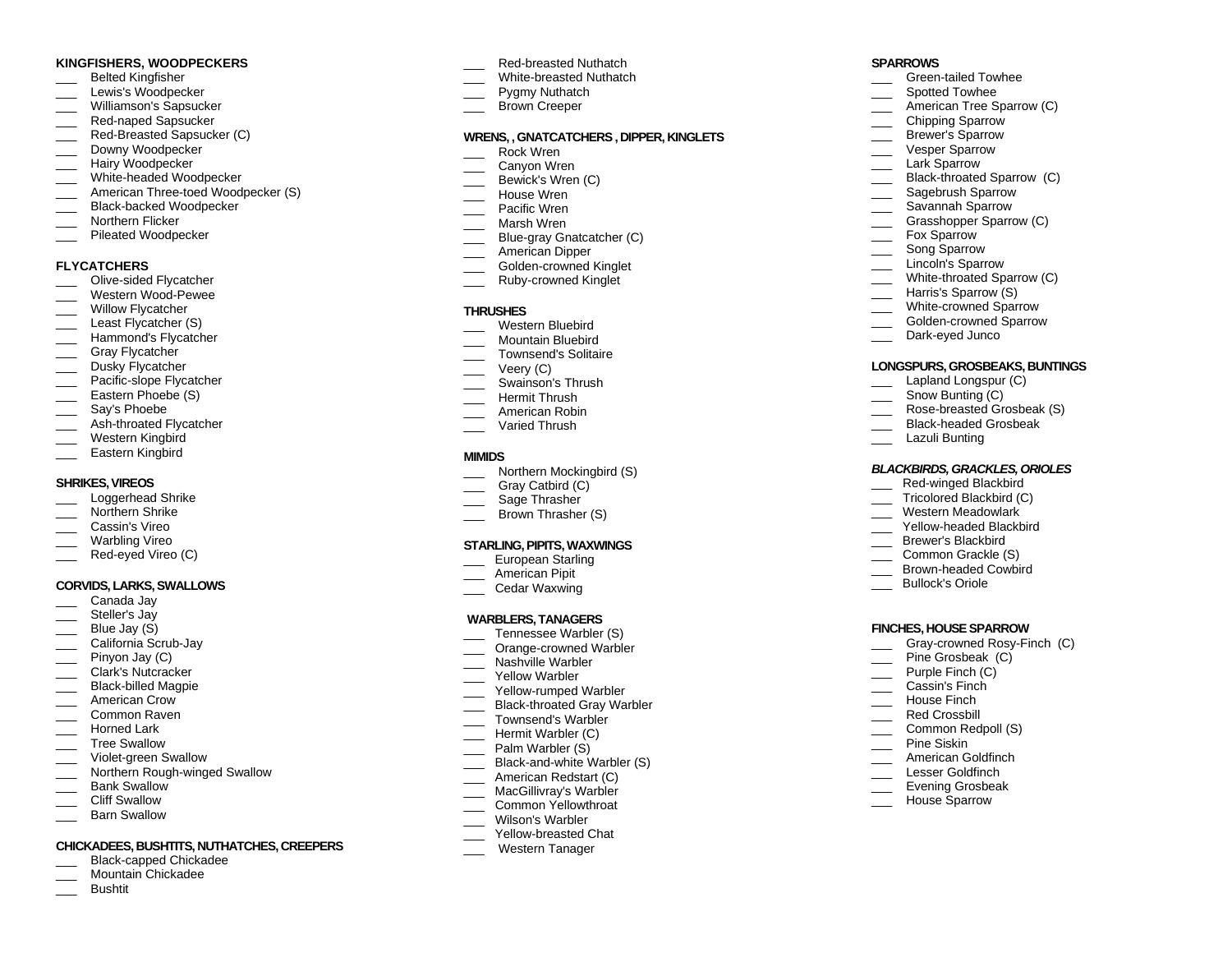**KINGFISHERS, WOODPECKERS**

- ___ Belted Kingfisher
- ___ Lewis's Woodpecker
- ___ Williamson's Sapsucker
- ___ Red-naped Sapsucker
- ___ Red-Breasted Sapsucker (C)
- ___ Downy Woodpecker
- ___ Hairy Woodpecker
- ___ White-headed Woodpecker
- ___ American Three-toed Woodpecker (S)
- ___ Black-backed Woodpecker
- ___ Northern Flicker
- ___ Pileated Woodpecker

**FLYCATCHERS**

- ___ Olive-sided Flycatcher
- ___ Western Wood-Pewee
- ___ Willow Flycatcher
- ___ Least Flycatcher (S)
- ___ Hammond's Flycatcher
- ___ Gray Flycatcher
- ___ Dusky Flycatcher
- ___ Pacific-slope Flycatcher
- ___ Eastern Phoebe (S)
- ___ Say's Phoebe
- ___ Ash-throated Flycatcher
- ___ Western Kingbird
- ___ Eastern Kingbird

**SHRIKES, VIREOS**

- ___ Loggerhead Shrike
- ___ Northern Shrike
- ___ Cassin's Vireo
- ___ Warbling Vireo
- ___ Red-eyed Vireo (C)

**CORVIDS, LARKS, SWALLOWS**

- ___ Canada Jay
- ___ Steller's Jay
- ___ Blue Jay (S)
- ___ California Scrub-Jay
- ___ Pinyon Jay (C)
- ___ Clark's Nutcracker
- ___ Black-billed Magpie
- ___ American Crow
- ___ Common Raven
- ___ Horned Lark
- ___ Tree Swallow
- ___ Violet-green Swallow
- ___ Northern Rough-winged Swallow
- ___ Bank Swallow
- ___ Cliff Swallow
- ___ Barn Swallow

**CHICKADEES, BUSHTITS, NUTHATCHES, CREEPERS**

- ___ Black-capped Chickadee
- ___ Mountain Chickadee
- ___ Bushtit
- ___ Red-breasted Nuthatch
- ___ White-breasted Nuthatch
- ___ Pygmy Nuthatch
- ___ Brown Creeper

**WRENS, , GNATCATCHERS , DIPPER, KINGLETS**

- ___ Rock Wren
- ___ Canyon Wren
- ___ Bewick's Wren (C)
- ___ House Wren
- ___ Pacific Wren
- ___ Marsh Wren
- ___ Blue-gray Gnatcatcher (C)
- ___ American Dipper
- ___ Golden-crowned Kinglet
- ___ Ruby-crowned Kinglet

**THRUSHES**

- ___ Western Bluebird
- ___ Mountain Bluebird
- ___ Townsend's Solitaire
- ___ Veery (C)
- ___ Swainson's Thrush
- ___ Hermit Thrush
- ___ American Robin
- ___ Varied Thrush

**MIMIDS**

- ___ Northern Mockingbird (S)
- ___ Gray Catbird (C)
- ___ Sage Thrasher
- ___ Brown Thrasher (S)

**STARLING, PIPITS, WAXWINGS**

- ___ European Starling
- ___ American Pipit
- ___ Cedar Waxwing

**WARBLERS, TANAGERS**

- ___ Tennessee Warbler (S)
- ___ Orange-crowned Warbler
- ___ Nashville Warbler
- ___ Yellow Warbler
- ___ Yellow-rumped Warbler
- ___ Black-throated Gray Warbler
- ___ Townsend's Warbler
- ___ Hermit Warbler (C)
- ___ Palm Warbler (S)
- ___ Black-and-white Warbler (S)
- ___ American Redstart (C)
- ___ MacGillivray's Warbler
- ___ Common Yellowthroat
- ___ Wilson's Warbler
- ___ Yellow-breasted Chat
- ___ Western Tanager

**SPARROWS**

- ___ Green-tailed Towhee
- ___ Spotted Towhee
- ___ American Tree Sparrow (C)
- ___ Chipping Sparrow
- ___ Brewer's Sparrow
- ___ Vesper Sparrow
- ___ Lark Sparrow
- ___ Black-throated Sparrow (C)
- ___ Sagebrush Sparrow
- ___ Savannah Sparrow
- ___ Grasshopper Sparrow (C)
- ___ Fox Sparrow
- ___ Song Sparrow
- ___ Lincoln's Sparrow
- ___ White-throated Sparrow (C)
- ___ Harris's Sparrow (S)
- ___ White-crowned Sparrow
- ___ Golden-crowned Sparrow
- ___ Dark-eyed Junco

**LONGSPURS, GROSBEAKS, BUNTINGS**

- ___ Lapland Longspur (C)
- ___ Snow Bunting (C)
- ___ Rose-breasted Grosbeak (S)
- ___ Black-headed Grosbeak
- ___ Lazuli Bunting

***BLACKBIRDS, GRACKLES, ORIOLES***

- ___ Red-winged Blackbird
- ___ Tricolored Blackbird (C)
- ___ Western Meadowlark
- ___ Yellow-headed Blackbird
- ___ Brewer's Blackbird
- ___ Common Grackle (S)
- ___ Brown-headed Cowbird
- ___ Bullock's Oriole

**FINCHES, HOUSE SPARROW**

- ___ Gray-crowned Rosy-Finch (C)
- ___ Pine Grosbeak (C)
- ___ Purple Finch (C)
- ___ Cassin's Finch
- ___ House Finch
- ___ Red Crossbill
- ___ Common Redpoll (S)
- ___ Pine Siskin
- ___ American Goldfinch
- ___ Lesser Goldfinch
- ___ Evening Grosbeak
- ___ House Sparrow